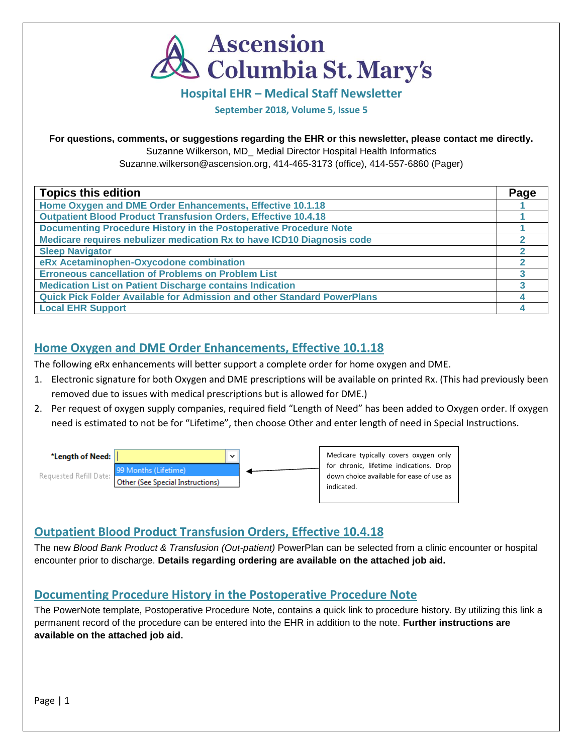# Ascension Columbia St. Mary's

## Hospital EHR – Medical Staff Newsletter

**September 2018, Volume 5, Issue 5**

**For questions, comments, or suggestions regarding the EHR or this newsletter, please contact me directly.**
Suzanne Wilkerson, MD_ Medial Director Hospital Health Informatics
Suzanne.wilkerson@ascension.org, 414-465-3173 (office), 414-557-6860 (Pager)

| Topics this edition | Page |
|---|---|
| Home Oxygen and DME Order Enhancements, Effective 10.1.18 | 1 |
| Outpatient Blood Product Transfusion Orders, Effective 10.4.18 | 1 |
| Documenting Procedure History in the Postoperative Procedure Note | 1 |
| Medicare requires nebulizer medication Rx to have ICD10 Diagnosis code | 2 |
| Sleep Navigator | 2 |
| eRx Acetaminophen-Oxycodone combination | 2 |
| Erroneous cancellation of Problems on Problem List | 3 |
| Medication List on Patient Discharge contains Indication | 3 |
| Quick Pick Folder Available for Admission and other Standard PowerPlans | 4 |
| Local EHR Support | 4 |

## Home Oxygen and DME Order Enhancements, Effective 10.1.18

The following eRx enhancements will better support a complete order for home oxygen and DME.

1. Electronic signature for both Oxygen and DME prescriptions will be available on printed Rx. (This had previously been removed due to issues with medical prescriptions but is allowed for DME.)
2. Per request of oxygen supply companies, required field "Length of Need" has been added to Oxygen order. If oxygen need is estimated to not be for "Lifetime", then choose Other and enter length of need in Special Instructions.

**\*Length of Need:** [dropdown: 99 Months (Lifetime) / Other (See Special Instructions)]
Requested Refill Date:

Medicare typically covers oxygen only for chronic, lifetime indications. Drop down choice available for ease of use as indicated.

## Outpatient Blood Product Transfusion Orders, Effective 10.4.18

The new *Blood Bank Product & Transfusion (Out-patient)* PowerPlan can be selected from a clinic encounter or hospital encounter prior to discharge. **Details regarding ordering are available on the attached job aid.**

## Documenting Procedure History in the Postoperative Procedure Note

The PowerNote template, Postoperative Procedure Note, contains a quick link to procedure history. By utilizing this link a permanent record of the procedure can be entered into the EHR in addition to the note. **Further instructions are available on the attached job aid.**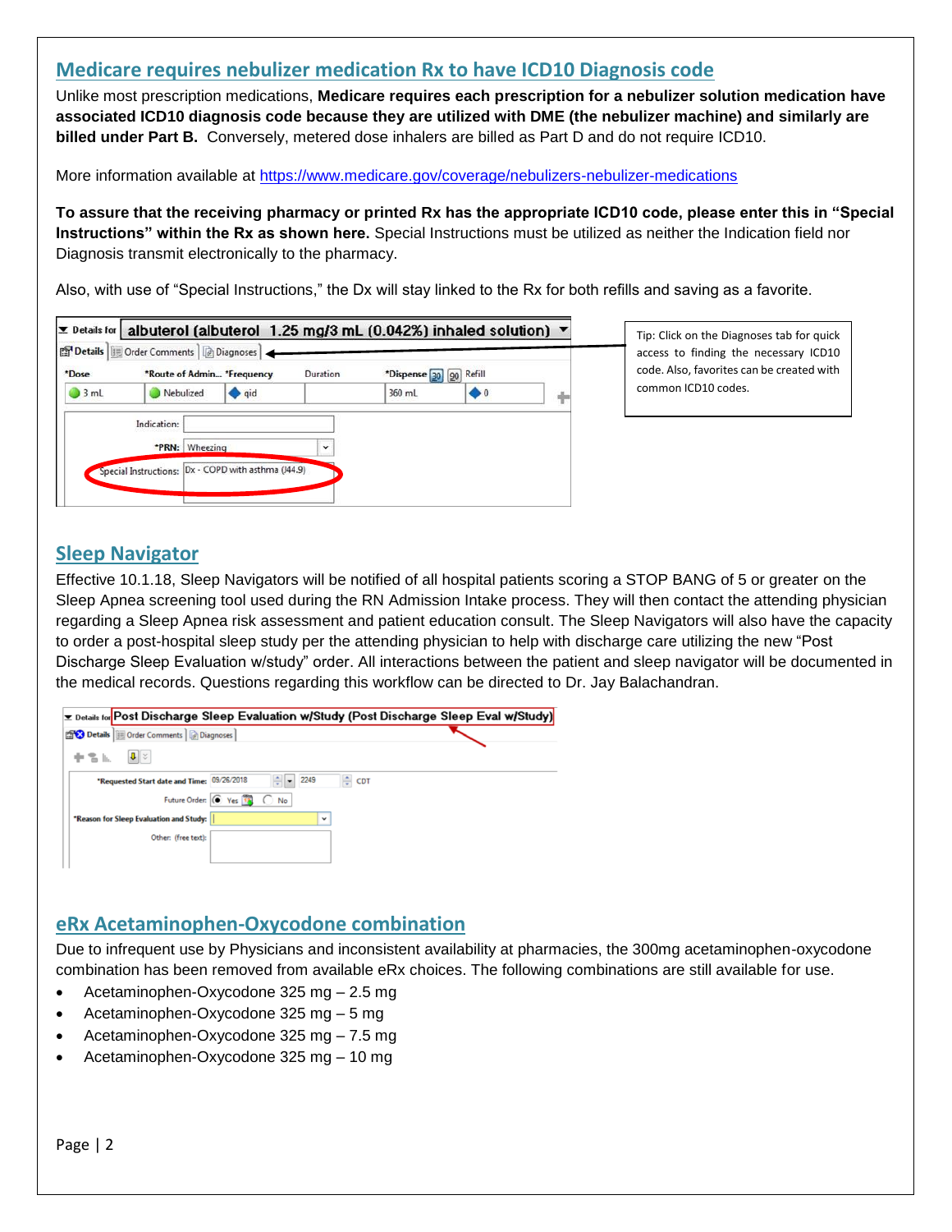## Medicare requires nebulizer medication Rx to have ICD10 Diagnosis code

Unlike most prescription medications, **Medicare requires each prescription for a nebulizer solution medication have associated ICD10 diagnosis code because they are utilized with DME (the nebulizer machine) and similarly are billed under Part B.** Conversely, metered dose inhalers are billed as Part D and do not require ICD10.

More information available at https://www.medicare.gov/coverage/nebulizers-nebulizer-medications

**To assure that the receiving pharmacy or printed Rx has the appropriate ICD10 code, please enter this in "Special Instructions" within the Rx as shown here.** Special Instructions must be utilized as neither the Indication field nor Diagnosis transmit electronically to the pharmacy.

Also, with use of "Special Instructions," the Dx will stay linked to the Rx for both refills and saving as a favorite.

Details for albuterol (albuterol 1.25 mg/3 mL (0.042%) inhaled solution)

Details | Order Comments | Diagnoses

| *Dose | *Route of Admin... | *Frequency | Duration | *Dispense 30 90 | Refill |
|---|---|---|---|---|---|
| 3 mL | Nebulized | qid | | 360 mL | 0 |

Indication:

*PRN: Wheezing

Special Instructions: Dx - COPD with asthma (J44.9)

Tip: Click on the Diagnoses tab for quick access to finding the necessary ICD10 code. Also, favorites can be created with common ICD10 codes.

## Sleep Navigator

Effective 10.1.18, Sleep Navigators will be notified of all hospital patients scoring a STOP BANG of 5 or greater on the Sleep Apnea screening tool used during the RN Admission Intake process. They will then contact the attending physician regarding a Sleep Apnea risk assessment and patient education consult. The Sleep Navigators will also have the capacity to order a post-hospital sleep study per the attending physician to help with discharge care utilizing the new "Post Discharge Sleep Evaluation w/study" order. All interactions between the patient and sleep navigator will be documented in the medical records. Questions regarding this workflow can be directed to Dr. Jay Balachandran.

Details for Post Discharge Sleep Evaluation w/Study (Post Discharge Sleep Eval w/Study)

Details | Order Comments | Diagnoses

*Requested Start date and Time: 09/26/2018 2249 CDT

Future Order: Yes No

*Reason for Sleep Evaluation and Study:

Other: (free text):

## eRx Acetaminophen-Oxycodone combination

Due to infrequent use by Physicians and inconsistent availability at pharmacies, the 300mg acetaminophen-oxycodone combination has been removed from available eRx choices. The following combinations are still available for use.

- Acetaminophen-Oxycodone 325 mg – 2.5 mg
- Acetaminophen-Oxycodone 325 mg – 5 mg
- Acetaminophen-Oxycodone 325 mg – 7.5 mg
- Acetaminophen-Oxycodone 325 mg – 10 mg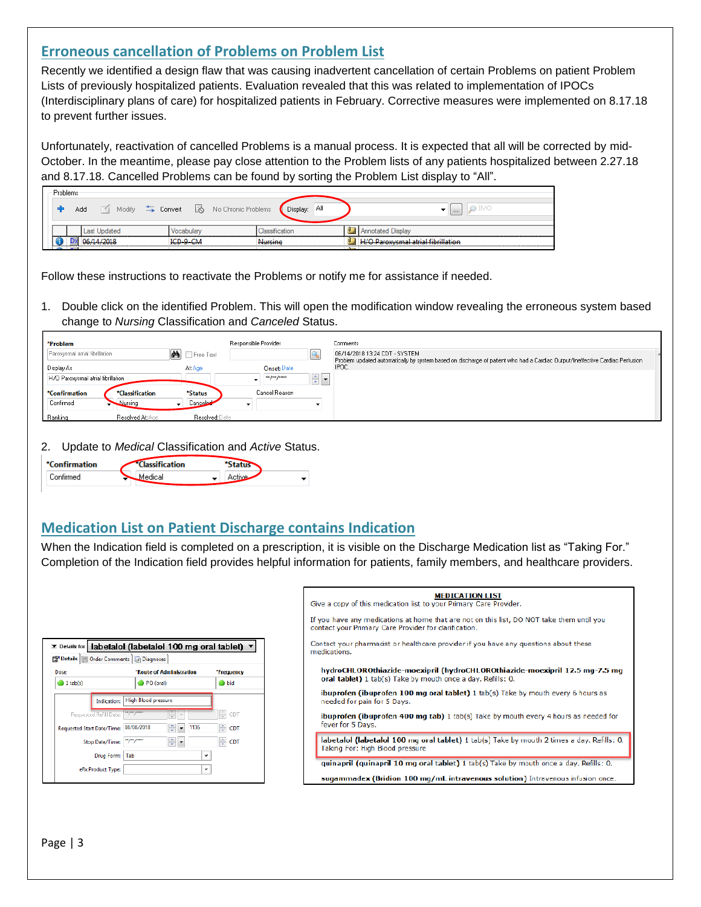## Erroneous cancellation of Problems on Problem List

Recently we identified a design flaw that was causing inadvertent cancellation of certain Problems on patient Problem Lists of previously hospitalized patients. Evaluation revealed that this was related to implementation of IPOCs (Interdisciplinary plans of care) for hospitalized patients in February. Corrective measures were implemented on 8.17.18 to prevent further issues.

Unfortunately, reactivation of cancelled Problems is a manual process. It is expected that all will be corrected by mid-October. In the meantime, please pay close attention to the Problem lists of any patients hospitalized between 2.27.18 and 8.17.18. Cancelled Problems can be found by sorting the Problem List display to "All".

Follow these instructions to reactivate the Problems or notify me for assistance if needed.

1. Double click on the identified Problem. This will open the modification window revealing the erroneous system based change to *Nursing* Classification and *Canceled* Status.

2. Update to *Medical* Classification and *Active* Status.

## Medication List on Patient Discharge contains Indication

When the Indication field is completed on a prescription, it is visible on the Discharge Medication list as "Taking For." Completion of the Indication field provides helpful information for patients, family members, and healthcare providers.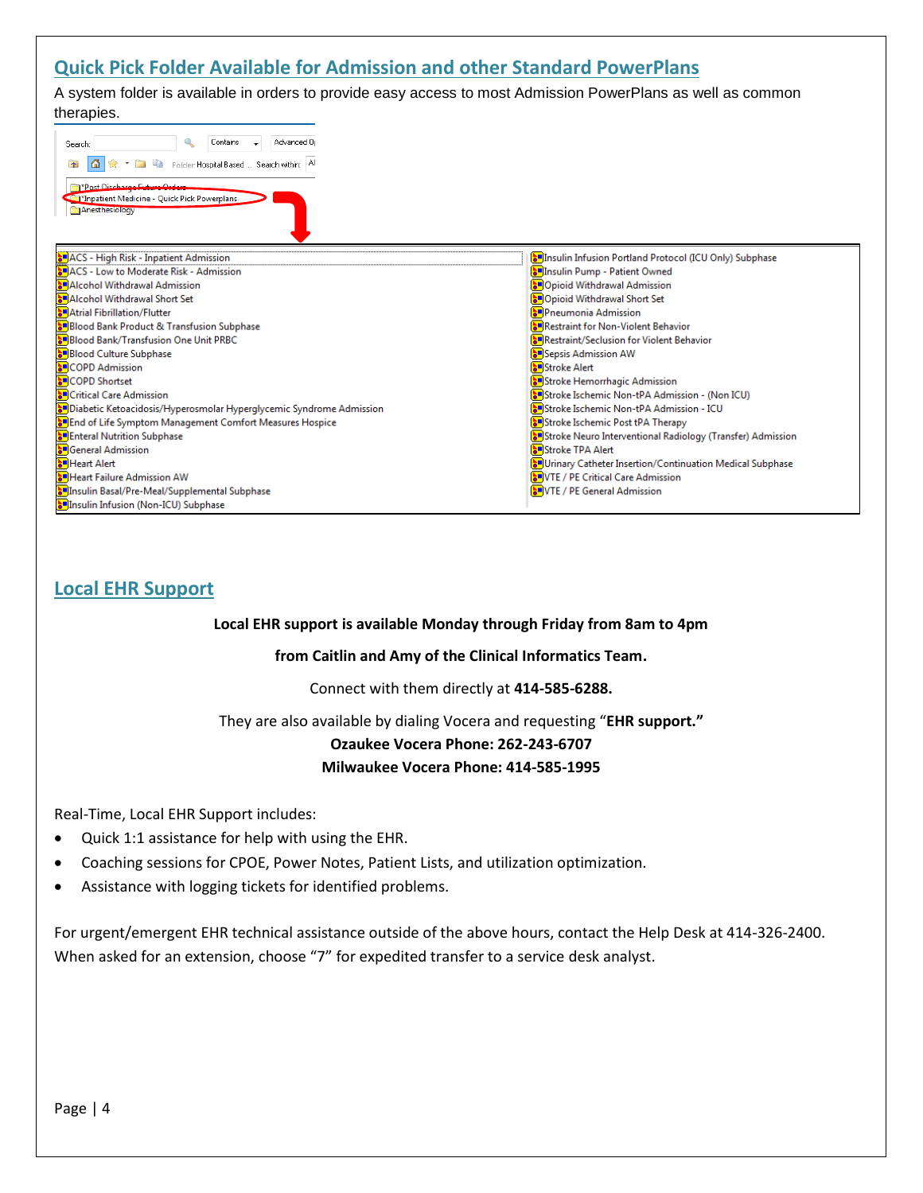## Quick Pick Folder Available for Admission and other Standard PowerPlans

A system folder is available in orders to provide easy access to most Admission PowerPlans as well as common therapies.

Search: Contains Advanced O

Folder: Hospital Based ... Search within: Al

*Post Discharge Future Orders
*Inpatient Medicine - Quick Pick Powerplans
Anesthesiology

ACS - High Risk - Inpatient Admission
ACS - Low to Moderate Risk - Admission
Alcohol Withdrawal Admission
Alcohol Withdrawal Short Set
Atrial Fibrillation/Flutter
Blood Bank Product & Transfusion Subphase
Blood Bank/Transfusion One Unit PRBC
Blood Culture Subphase
COPD Admission
COPD Shortset
Critical Care Admission
Diabetic Ketoacidosis/Hyperosmolar Hyperglycemic Syndrome Admission
End of Life Symptom Management Comfort Measures Hospice
Enteral Nutrition Subphase
General Admission
Heart Alert
Heart Failure Admission AW
Insulin Basal/Pre-Meal/Supplemental Subphase
Insulin Infusion (Non-ICU) Subphase
Insulin Infusion Portland Protocol (ICU Only) Subphase
Insulin Pump - Patient Owned
Opioid Withdrawal Admission
Opioid Withdrawal Short Set
Pneumonia Admission
Restraint for Non-Violent Behavior
Restraint/Seclusion for Violent Behavior
Sepsis Admission AW
Stroke Alert
Stroke Hemorrhagic Admission
Stroke Ischemic Non-tPA Admission - (Non ICU)
Stroke Ischemic Non-tPA Admission - ICU
Stroke Ischemic Post tPA Therapy
Stroke Neuro Interventional Radiology (Transfer) Admission
Stroke TPA Alert
Urinary Catheter Insertion/Continuation Medical Subphase
VTE / PE Critical Care Admission
VTE / PE General Admission

## Local EHR Support

**Local EHR support is available Monday through Friday from 8am to 4pm**

**from Caitlin and Amy of the Clinical Informatics Team.**

Connect with them directly at **414-585-6288.**

They are also available by dialing Vocera and requesting "**EHR support."**
**Ozaukee Vocera Phone: 262-243-6707**
**Milwaukee Vocera Phone: 414-585-1995**

Real-Time, Local EHR Support includes:

- Quick 1:1 assistance for help with using the EHR.
- Coaching sessions for CPOE, Power Notes, Patient Lists, and utilization optimization.
- Assistance with logging tickets for identified problems.

For urgent/emergent EHR technical assistance outside of the above hours, contact the Help Desk at 414-326-2400. When asked for an extension, choose "7" for expedited transfer to a service desk analyst.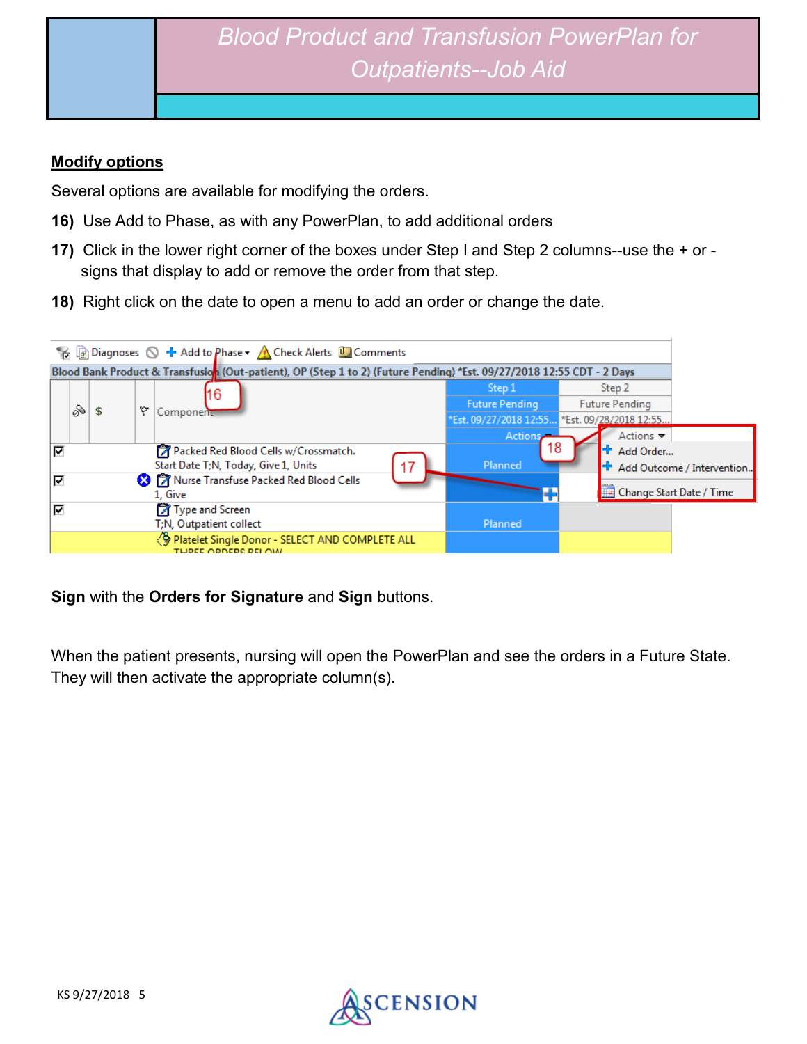# Blood Product and Transfusion PowerPlan for Outpatients--Job Aid

**Modify options**

Several options are available for modifying the orders.

**16)** Use Add to Phase, as with any PowerPlan, to add additional orders

**17)** Click in the lower right corner of the boxes under Step I and Step 2 columns--use the + or - signs that display to add or remove the order from that step.

**18)** Right click on the date to open a menu to add an order or change the date.

**Sign** with the **Orders for Signature** and **Sign** buttons.

When the patient presents, nursing will open the PowerPlan and see the orders in a Future State. They will then activate the appropriate column(s).

KS 9/27/2018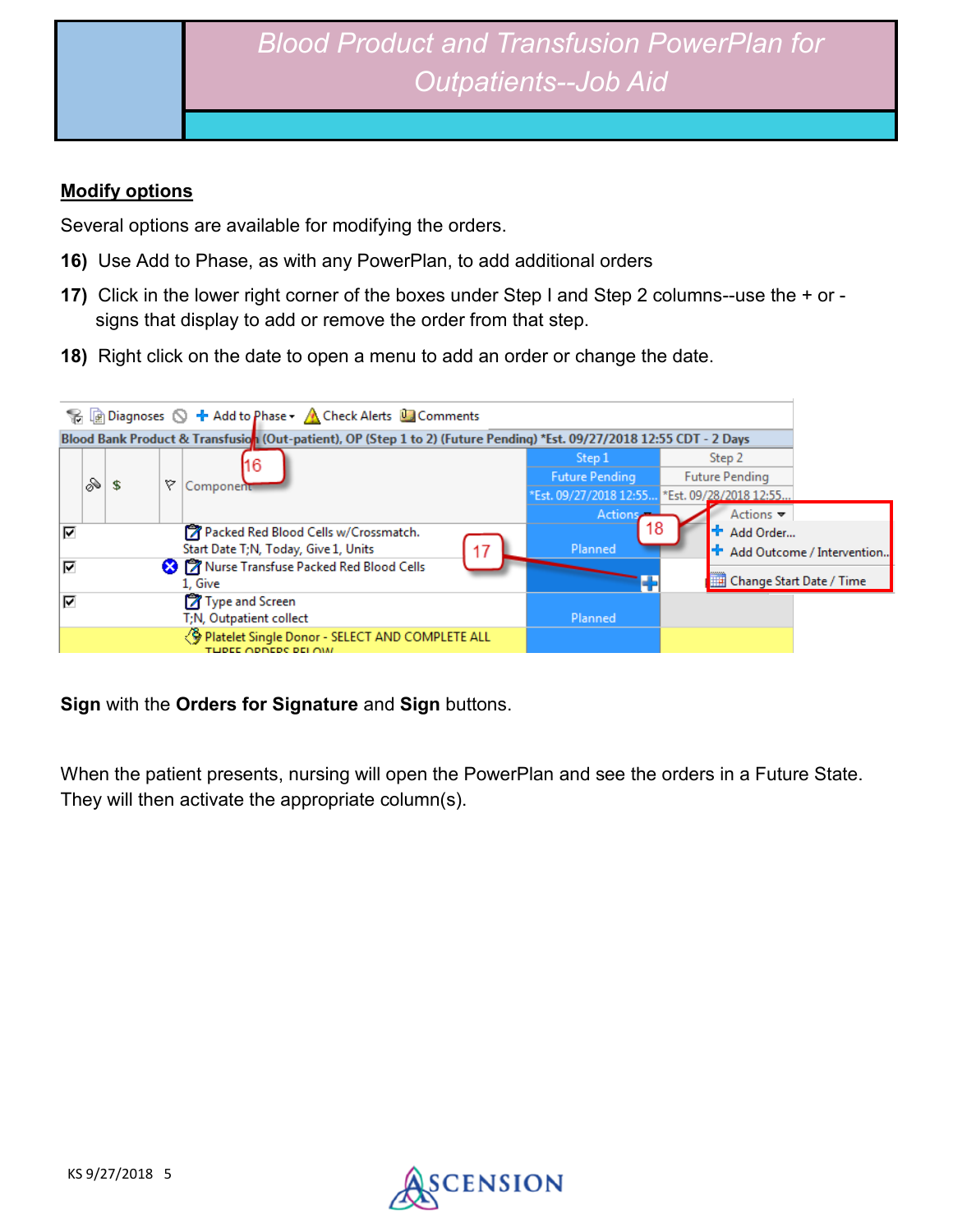## Modify options

Several options are available for modifying the orders.

**16)** Use Add to Phase, as with any PowerPlan, to add additional orders

**17)** Click in the lower right corner of the boxes under Step I and Step 2 columns--use the + or - signs that display to add or remove the order from that step.

**18)** Right click on the date to open a menu to add an order or change the date.

**Sign** with the **Orders for Signature** and **Sign** buttons.

When the patient presents, nursing will open the PowerPlan and see the orders in a Future State. They will then activate the appropriate column(s).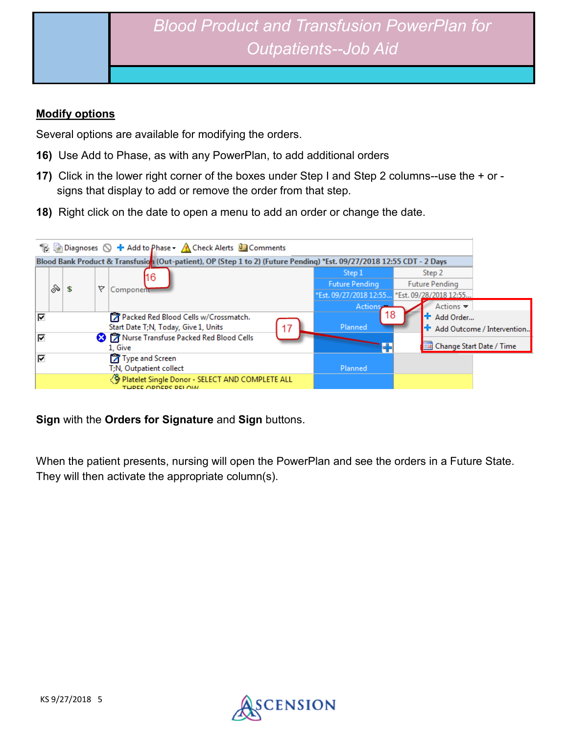## Modify options

Several options are available for modifying the orders.

16) Use Add to Phase, as with any PowerPlan, to add additional orders

17) Click in the lower right corner of the boxes under Step I and Step 2 columns--use the + or - signs that display to add or remove the order from that step.

18) Right click on the date to open a menu to add an order or change the date.

**Sign** with the **Orders for Signature** and **Sign** buttons.

When the patient presents, nursing will open the PowerPlan and see the orders in a Future State. They will then activate the appropriate column(s).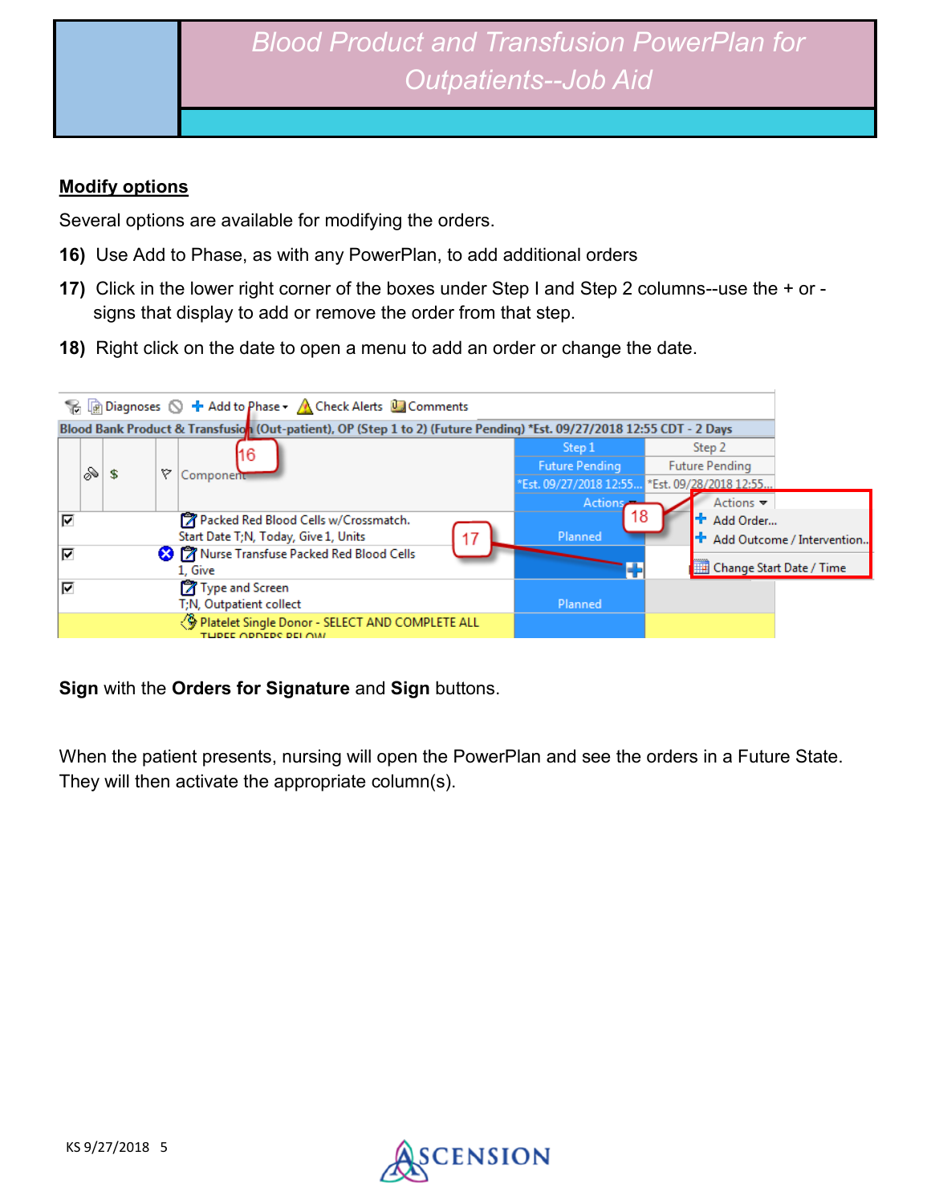## Modify options

Several options are available for modifying the orders.

**16)** Use Add to Phase, as with any PowerPlan, to add additional orders

**17)** Click in the lower right corner of the boxes under Step I and Step 2 columns--use the + or - signs that display to add or remove the order from that step.

**18)** Right click on the date to open a menu to add an order or change the date.

**Sign** with the **Orders for Signature** and **Sign** buttons.

When the patient presents, nursing will open the PowerPlan and see the orders in a Future State. They will then activate the appropriate column(s).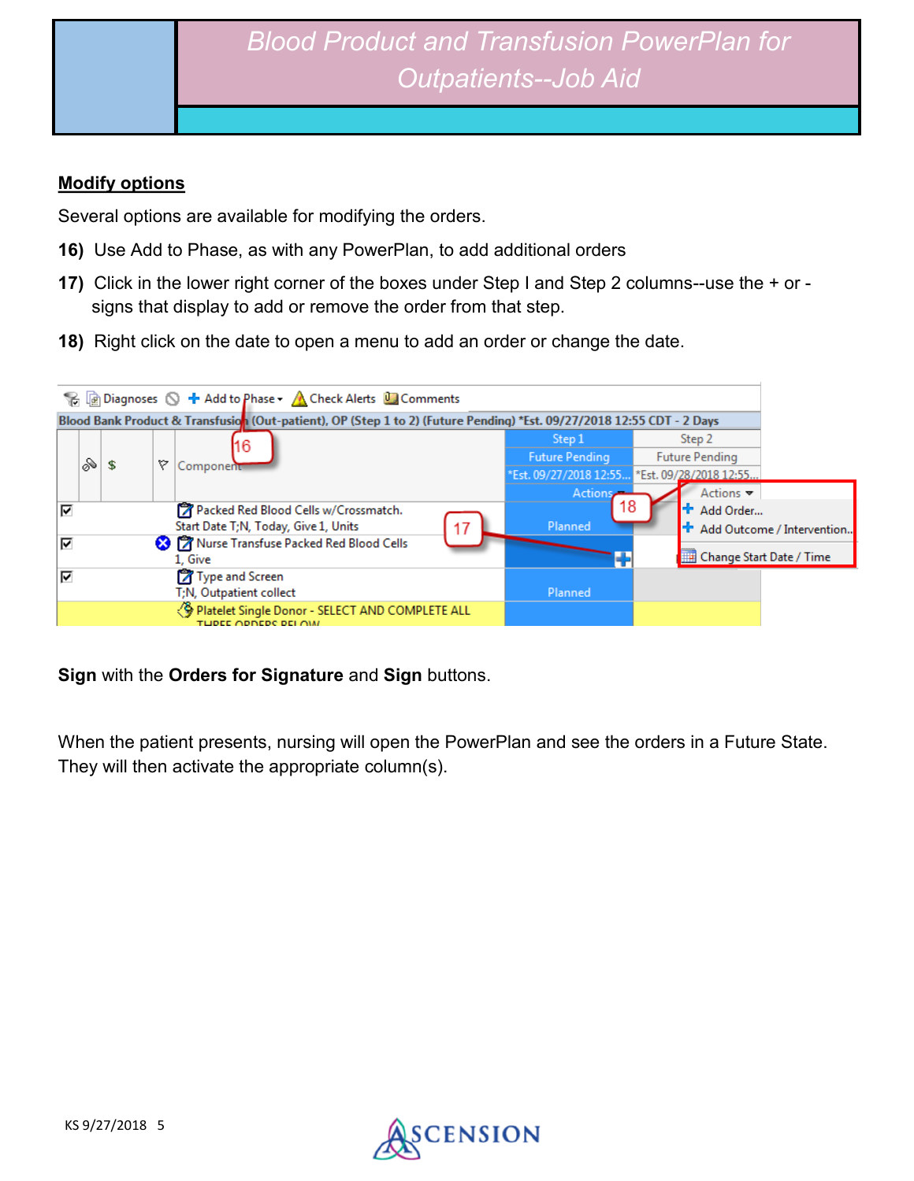## Modify options

Several options are available for modifying the orders.

16) Use Add to Phase, as with any PowerPlan, to add additional orders

17) Click in the lower right corner of the boxes under Step I and Step 2 columns--use the + or - signs that display to add or remove the order from that step.

18) Right click on the date to open a menu to add an order or change the date.

**Sign** with the **Orders for Signature** and **Sign** buttons.

When the patient presents, nursing will open the PowerPlan and see the orders in a Future State. They will then activate the appropriate column(s).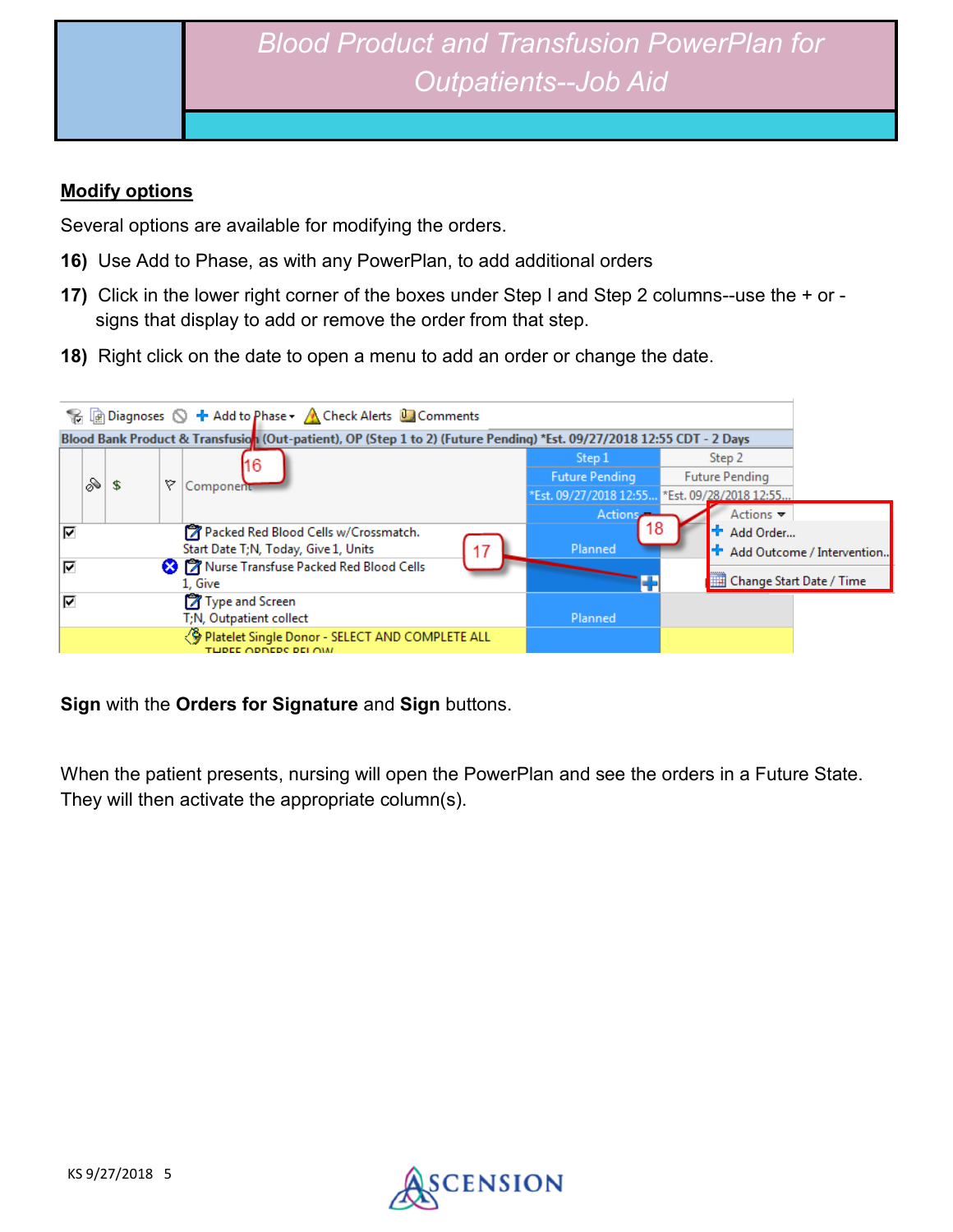## Modify options

Several options are available for modifying the orders.

**16)** Use Add to Phase, as with any PowerPlan, to add additional orders

**17)** Click in the lower right corner of the boxes under Step I and Step 2 columns--use the + or - signs that display to add or remove the order from that step.

**18)** Right click on the date to open a menu to add an order or change the date.

**Sign** with the **Orders for Signature** and **Sign** buttons.

When the patient presents, nursing will open the PowerPlan and see the orders in a Future State. They will then activate the appropriate column(s).